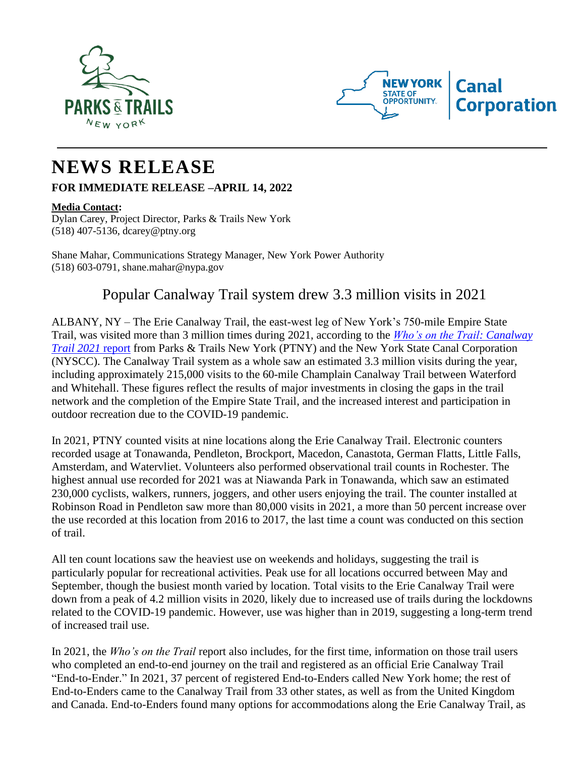# NEWS RELEASE

**FOR IMMEDIATE RELEASE –APRIL 14, 2022**

**Media Contact:**
Dylan Carey, Project Director, Parks & Trails New York
(518) 407-5136, dcarey@ptny.org

Shane Mahar, Communications Strategy Manager, New York Power Authority
(518) 603-0791, shane.mahar@nypa.gov

## Popular Canalway Trail system drew 3.3 million visits in 2021

ALBANY, NY – The Erie Canalway Trail, the east-west leg of New York's 750-mile Empire State Trail, was visited more than 3 million times during 2021, according to the *Who's on the Trail: Canalway Trail 2021* report from Parks & Trails New York (PTNY) and the New York State Canal Corporation (NYSCC). The Canalway Trail system as a whole saw an estimated 3.3 million visits during the year, including approximately 215,000 visits to the 60-mile Champlain Canalway Trail between Waterford and Whitehall. These figures reflect the results of major investments in closing the gaps in the trail network and the completion of the Empire State Trail, and the increased interest and participation in outdoor recreation due to the COVID-19 pandemic.

In 2021, PTNY counted visits at nine locations along the Erie Canalway Trail. Electronic counters recorded usage at Tonawanda, Pendleton, Brockport, Macedon, Canastota, German Flatts, Little Falls, Amsterdam, and Watervliet. Volunteers also performed observational trail counts in Rochester. The highest annual use recorded for 2021 was at Niawanda Park in Tonawanda, which saw an estimated 230,000 cyclists, walkers, runners, joggers, and other users enjoying the trail. The counter installed at Robinson Road in Pendleton saw more than 80,000 visits in 2021, a more than 50 percent increase over the use recorded at this location from 2016 to 2017, the last time a count was conducted on this section of trail.

All ten count locations saw the heaviest use on weekends and holidays, suggesting the trail is particularly popular for recreational activities. Peak use for all locations occurred between May and September, though the busiest month varied by location. Total visits to the Erie Canalway Trail were down from a peak of 4.2 million visits in 2020, likely due to increased use of trails during the lockdowns related to the COVID-19 pandemic. However, use was higher than in 2019, suggesting a long-term trend of increased trail use.

In 2021, the *Who's on the Trail* report also includes, for the first time, information on those trail users who completed an end-to-end journey on the trail and registered as an official Erie Canalway Trail "End-to-Ender." In 2021, 37 percent of registered End-to-Enders called New York home; the rest of End-to-Enders came to the Canalway Trail from 33 other states, as well as from the United Kingdom and Canada. End-to-Enders found many options for accommodations along the Erie Canalway Trail, as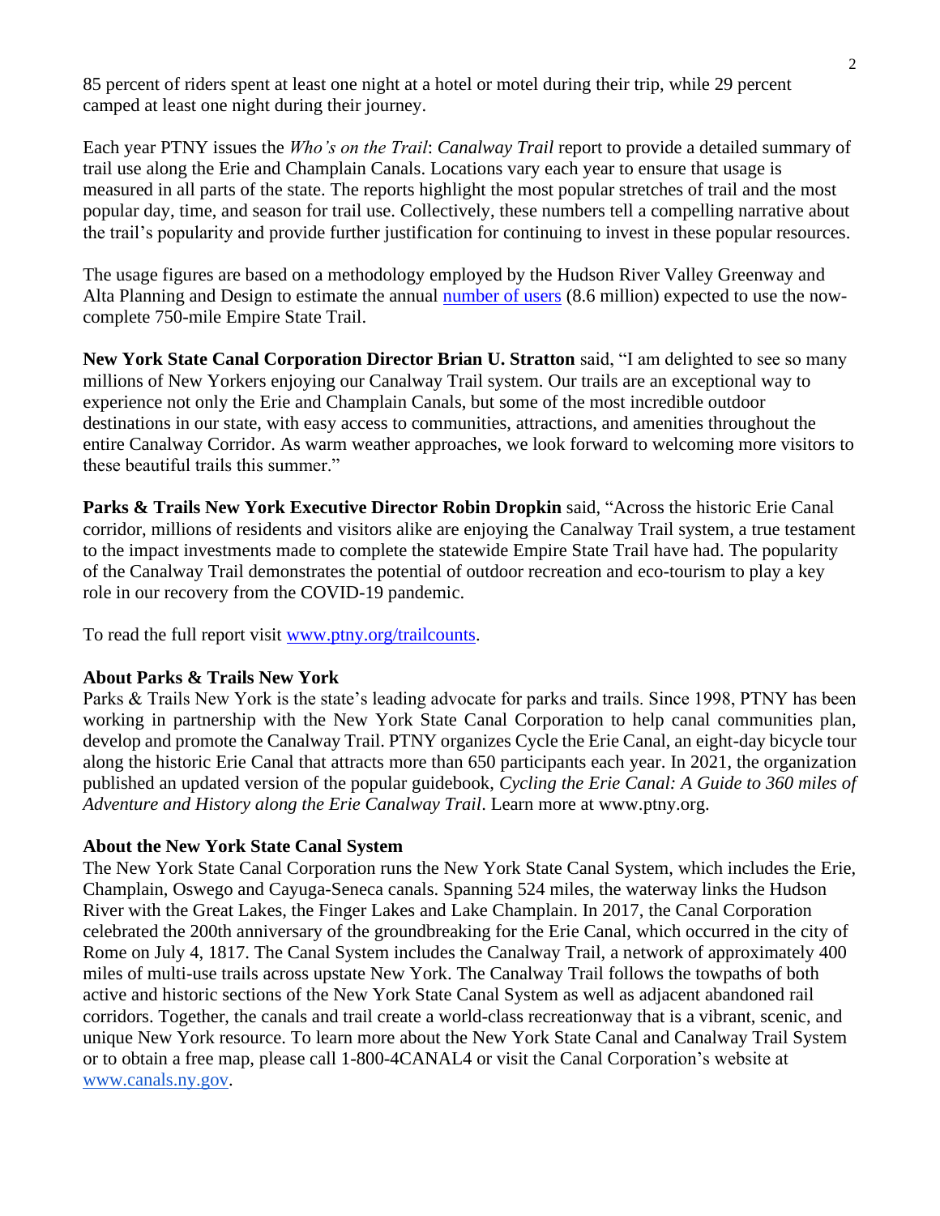85 percent of riders spent at least one night at a hotel or motel during their trip, while 29 percent camped at least one night during their journey.

Each year PTNY issues the *Who's on the Trail*: *Canalway Trail* report to provide a detailed summary of trail use along the Erie and Champlain Canals. Locations vary each year to ensure that usage is measured in all parts of the state. The reports highlight the most popular stretches of trail and the most popular day, time, and season for trail use. Collectively, these numbers tell a compelling narrative about the trail's popularity and provide further justification for continuing to invest in these popular resources.

The usage figures are based on a methodology employed by the Hudson River Valley Greenway and Alta Planning and Design to estimate the annual number of users (8.6 million) expected to use the now-complete 750-mile Empire State Trail.

**New York State Canal Corporation Director Brian U. Stratton** said, "I am delighted to see so many millions of New Yorkers enjoying our Canalway Trail system. Our trails are an exceptional way to experience not only the Erie and Champlain Canals, but some of the most incredible outdoor destinations in our state, with easy access to communities, attractions, and amenities throughout the entire Canalway Corridor. As warm weather approaches, we look forward to welcoming more visitors to these beautiful trails this summer."

**Parks & Trails New York Executive Director Robin Dropkin** said, "Across the historic Erie Canal corridor, millions of residents and visitors alike are enjoying the Canalway Trail system, a true testament to the impact investments made to complete the statewide Empire State Trail have had. The popularity of the Canalway Trail demonstrates the potential of outdoor recreation and eco-tourism to play a key role in our recovery from the COVID-19 pandemic.

To read the full report visit www.ptny.org/trailcounts.

**About Parks & Trails New York**

Parks & Trails New York is the state's leading advocate for parks and trails. Since 1998, PTNY has been working in partnership with the New York State Canal Corporation to help canal communities plan, develop and promote the Canalway Trail. PTNY organizes Cycle the Erie Canal, an eight-day bicycle tour along the historic Erie Canal that attracts more than 650 participants each year. In 2021, the organization published an updated version of the popular guidebook, *Cycling the Erie Canal: A Guide to 360 miles of Adventure and History along the Erie Canalway Trail*. Learn more at www.ptny.org.

**About the New York State Canal System**

The New York State Canal Corporation runs the New York State Canal System, which includes the Erie, Champlain, Oswego and Cayuga-Seneca canals. Spanning 524 miles, the waterway links the Hudson River with the Great Lakes, the Finger Lakes and Lake Champlain. In 2017, the Canal Corporation celebrated the 200th anniversary of the groundbreaking for the Erie Canal, which occurred in the city of Rome on July 4, 1817. The Canal System includes the Canalway Trail, a network of approximately 400 miles of multi-use trails across upstate New York. The Canalway Trail follows the towpaths of both active and historic sections of the New York State Canal System as well as adjacent abandoned rail corridors. Together, the canals and trail create a world-class recreationway that is a vibrant, scenic, and unique New York resource. To learn more about the New York State Canal and Canalway Trail System or to obtain a free map, please call 1-800-4CANAL4 or visit the Canal Corporation's website at www.canals.ny.gov.